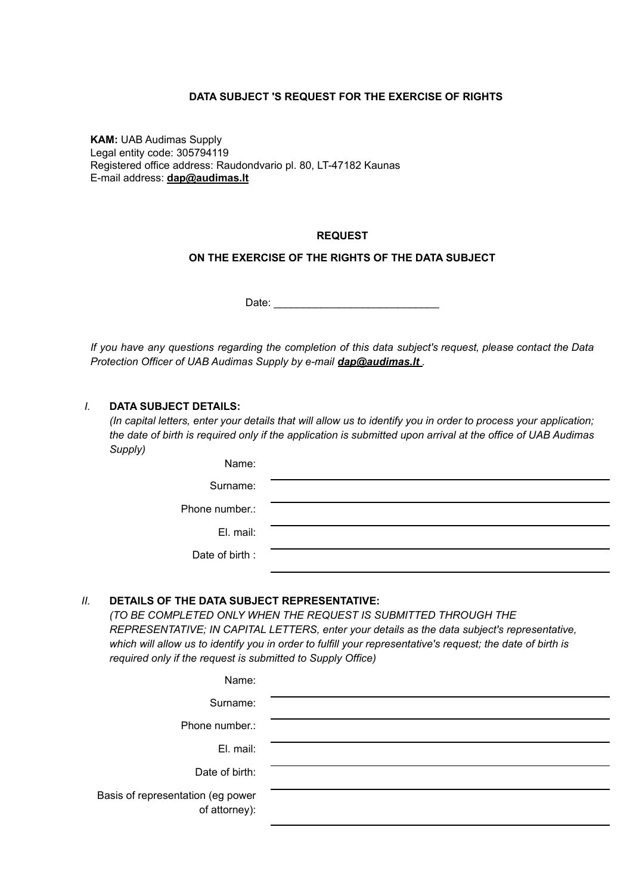**DATA SUBJECT 'S REQUEST FOR THE EXERCISE OF RIGHTS**

**KAM:** UAB Audimas Supply
Legal entity code: 305794119
Registered office address: Raudondvario pl. 80, LT-47182 Kaunas
E-mail address: **dap@audimas.lt**

**REQUEST**

**ON THE EXERCISE OF THE RIGHTS OF THE DATA SUBJECT**

Date: ____________________________

*If you have any questions regarding the completion of this data subject's request, please contact the Data Protection Officer of UAB Audimas Supply by e-mail* ***dap@audimas.lt*** *.*

*I.* **DATA SUBJECT DETAILS:**

*(In capital letters, enter your details that will allow us to identify you in order to process your application; the date of birth is required only if the application is submitted upon arrival at the office of UAB Audimas Supply)*

Name: ____________________________

Surname: ____________________________

Phone number.: ____________________________

El. mail: ____________________________

Date of birth : ____________________________

*II.* **DETAILS OF THE DATA SUBJECT REPRESENTATIVE:**

*(TO BE COMPLETED ONLY WHEN THE REQUEST IS SUBMITTED THROUGH THE REPRESENTATIVE; IN CAPITAL LETTERS, enter your details as the data subject's representative, which will allow us to identify you in order to fulfill your representative's request; the date of birth is required only if the request is submitted to Supply Office)*

Name: ____________________________

Surname: ____________________________

Phone number.: ____________________________

El. mail: ____________________________

Date of birth: ____________________________

Basis of representation (eg power of attorney): ____________________________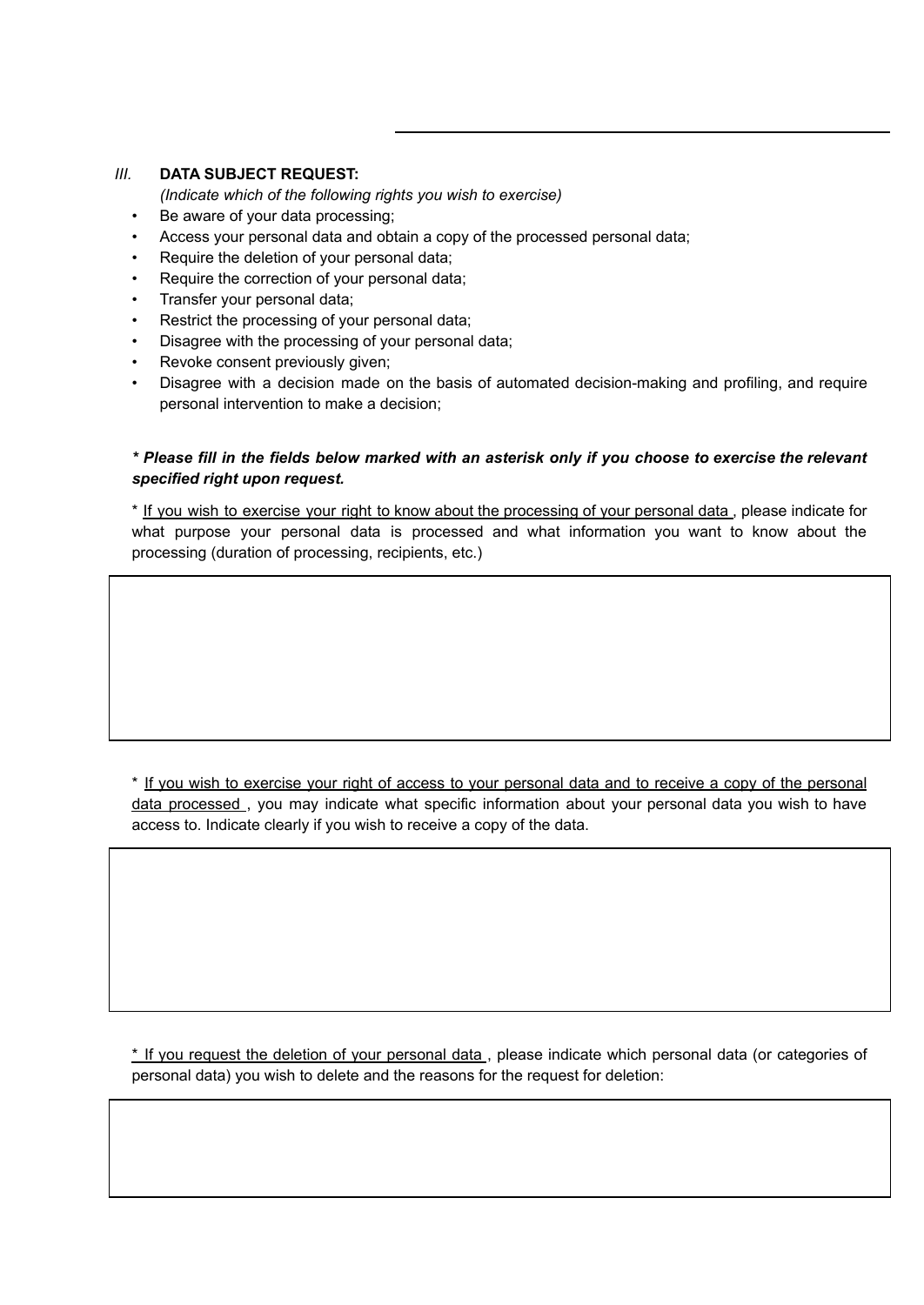### *III.* DATA SUBJECT REQUEST:

*(Indicate which of the following rights you wish to exercise)*

- Be aware of your data processing;
- Access your personal data and obtain a copy of the processed personal data;
- Require the deletion of your personal data;
- Require the correction of your personal data;
- Transfer your personal data;
- Restrict the processing of your personal data;
- Disagree with the processing of your personal data;
- Revoke consent previously given;
- Disagree with a decision made on the basis of automated decision-making and profiling, and require personal intervention to make a decision;

***\* Please fill in the fields below marked with an asterisk only if you choose to exercise the relevant specified right upon request.***

\* <u>If you wish to exercise your right to know about the processing of your personal data</u>, please indicate for what purpose your personal data is processed and what information you want to know about the processing (duration of processing, recipients, etc.)

| |
|---|
| |

\* <u>If you wish to exercise your right of access to your personal data and to receive a copy of the personal data processed</u>, you may indicate what specific information about your personal data you wish to have access to. Indicate clearly if you wish to receive a copy of the data.

| |
|---|
| |

\* <u>If you request the deletion of your personal data</u>, please indicate which personal data (or categories of personal data) you wish to delete and the reasons for the request for deletion:

| |
|---|
| |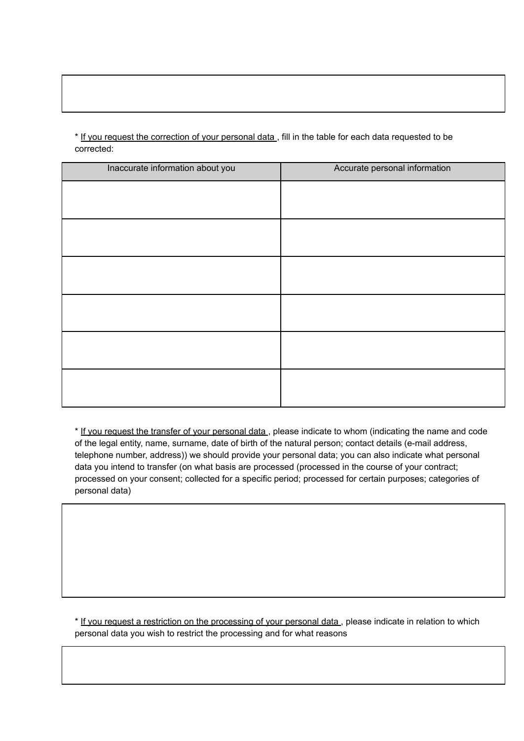|  |
| --- |
|  |

* <u>If you request the correction of your personal data</u> , fill in the table for each data requested to be corrected:

| Inaccurate information about you | Accurate personal information |
| --- | --- |
|  |  |
|  |  |
|  |  |
|  |  |
|  |  |
|  |  |

* <u>If you request the transfer of your personal data</u> , please indicate to whom (indicating the name and code of the legal entity, name, surname, date of birth of the natural person; contact details (e-mail address, telephone number, address)) we should provide your personal data; you can also indicate what personal data you intend to transfer (on what basis are processed (processed in the course of your contract; processed on your consent; collected for a specific period; processed for certain purposes; categories of personal data)

|  |
| --- |
|  |

* <u>If you request a restriction on the processing of your personal data</u> , please indicate in relation to which personal data you wish to restrict the processing and for what reasons

|  |
| --- |
|  |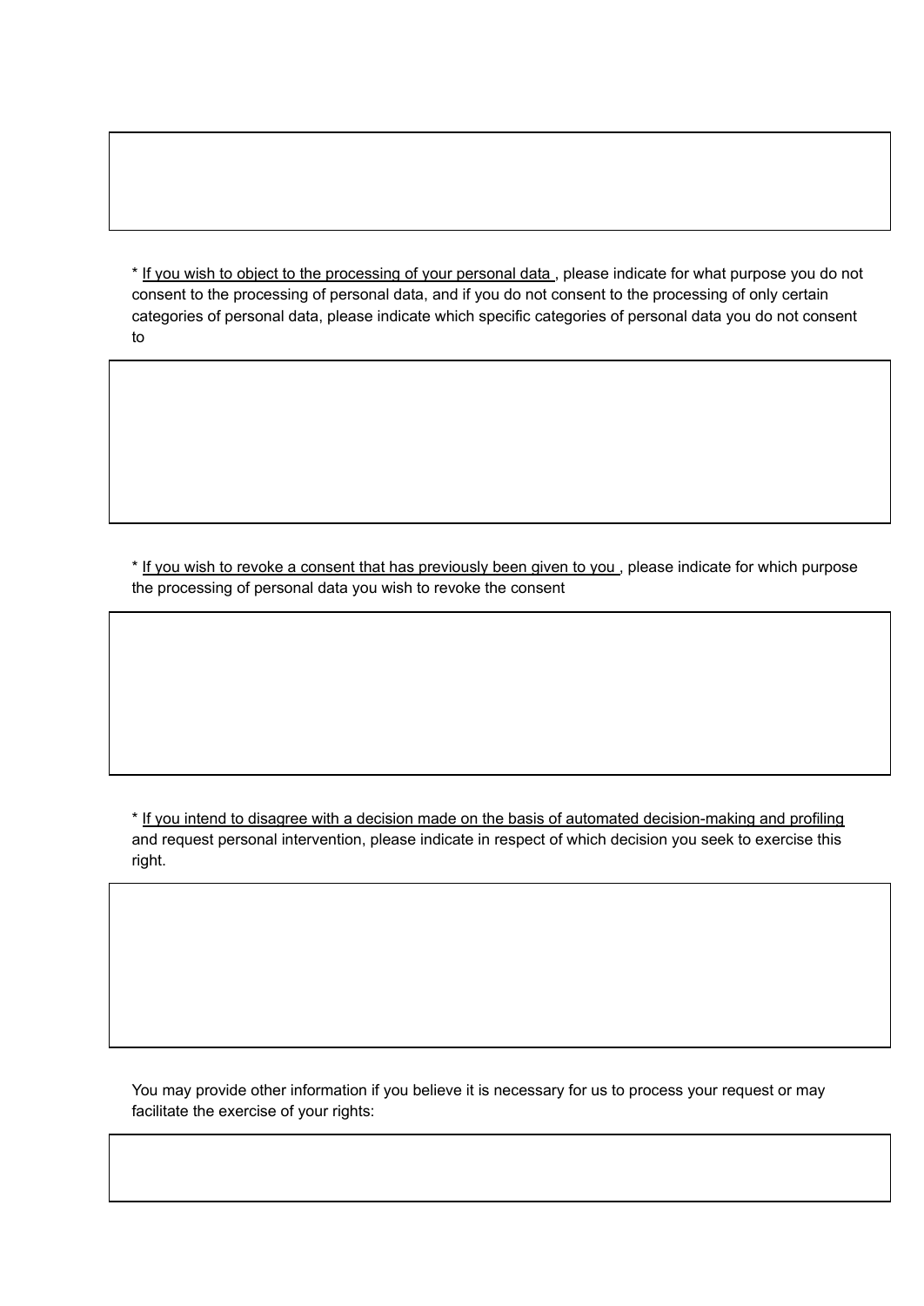* If you wish to object to the processing of your personal data, please indicate for what purpose you do not consent to the processing of personal data, and if you do not consent to the processing of only certain categories of personal data, please indicate which specific categories of personal data you do not consent to

* If you wish to revoke a consent that has previously been given to you, please indicate for which purpose the processing of personal data you wish to revoke the consent

* If you intend to disagree with a decision made on the basis of automated decision-making and profiling and request personal intervention, please indicate in respect of which decision you seek to exercise this right.

You may provide other information if you believe it is necessary for us to process your request or may facilitate the exercise of your rights: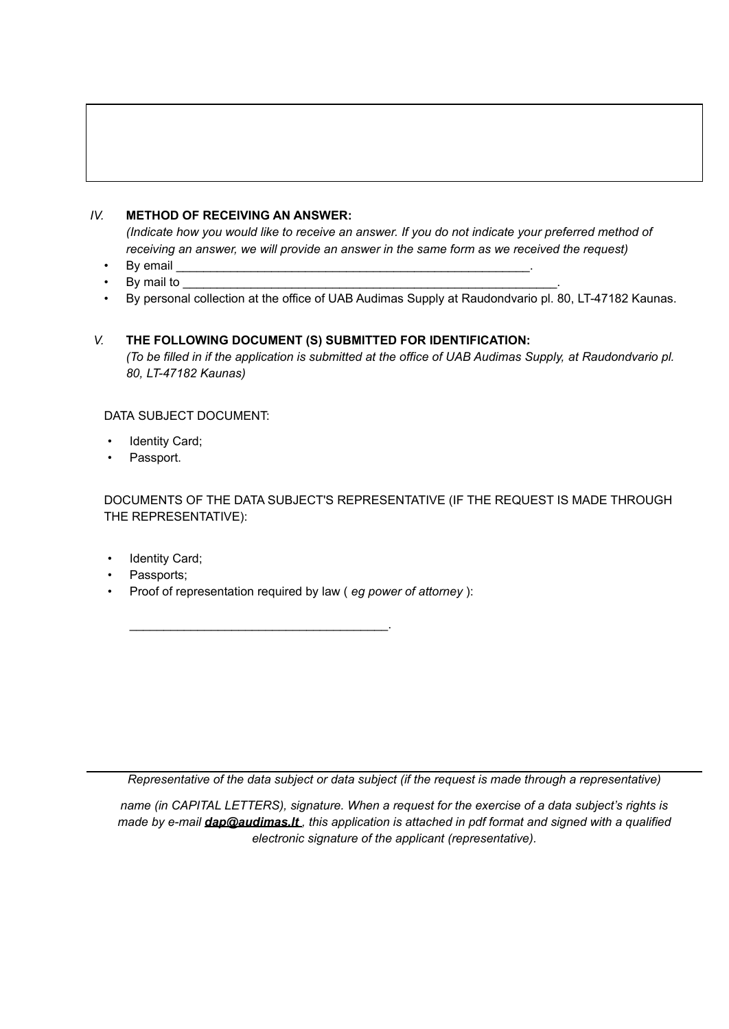## IV. METHOD OF RECEIVING AN ANSWER:

*(Indicate how you would like to receive an answer. If you do not indicate your preferred method of receiving an answer, we will provide an answer in the same form as we received the request)*

- By email ______________________________________________________.
- By mail to __________________________________________________________.
- By personal collection at the office of UAB Audimas Supply at Raudondvario pl. 80, LT-47182 Kaunas.

## V. THE FOLLOWING DOCUMENT (S) SUBMITTED FOR IDENTIFICATION:

*(To be filled in if the application is submitted at the office of UAB Audimas Supply, at Raudondvario pl. 80, LT-47182 Kaunas)*

DATA SUBJECT DOCUMENT:

- Identity Card;
- Passport.

DOCUMENTS OF THE DATA SUBJECT'S REPRESENTATIVE (IF THE REQUEST IS MADE THROUGH THE REPRESENTATIVE):

- Identity Card;
- Passports;
- Proof of representation required by law ( *eg power of attorney* ):

_______________________________________.

---

*Representative of the data subject or data subject (if the request is made through a representative)*

*name (in CAPITAL LETTERS), signature. When a request for the exercise of a data subject's rights is made by e-mail* ***dap@audimas.lt*** *, this application is attached in pdf format and signed with a qualified electronic signature of the applicant (representative).*